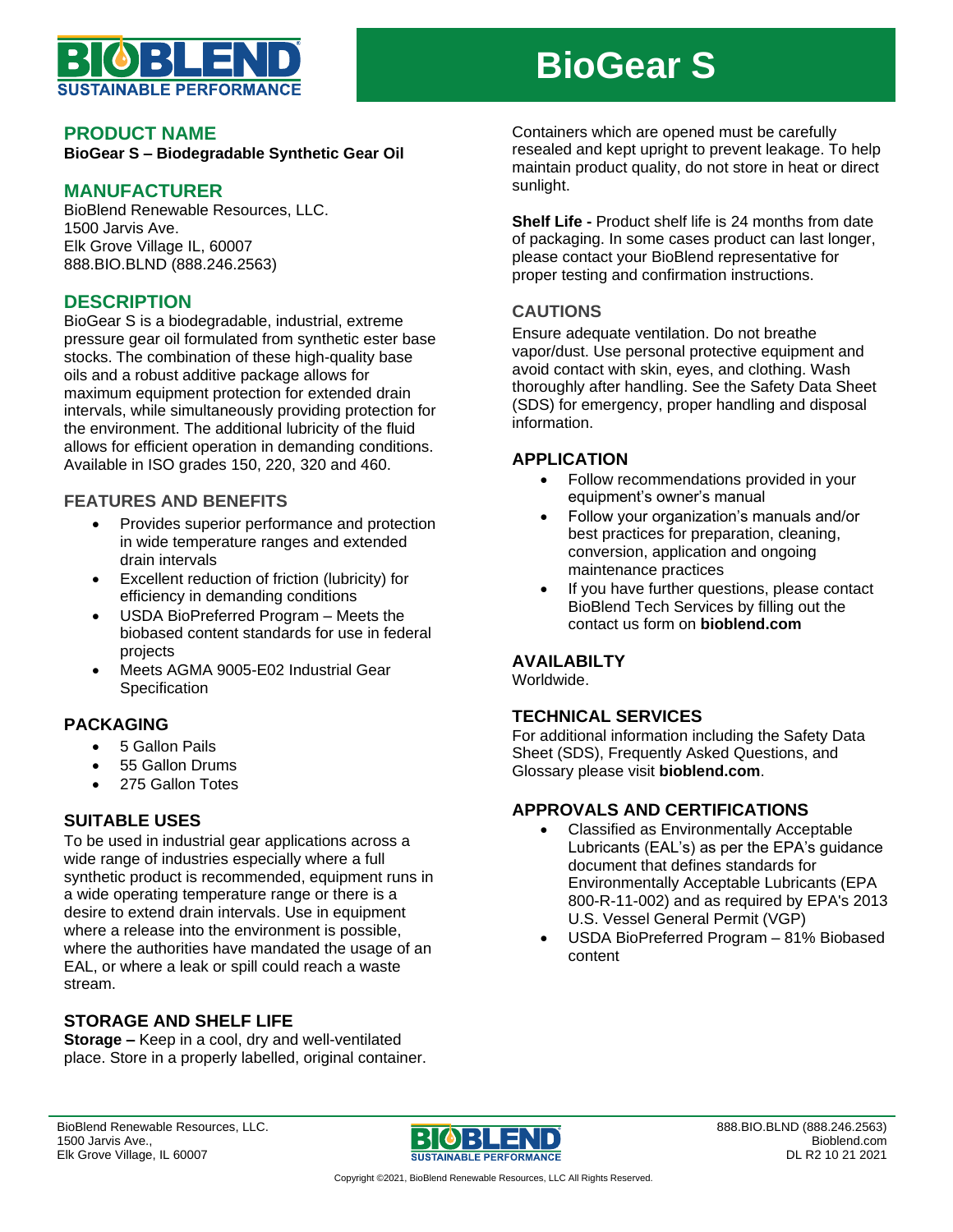# BioGear S

## PRODUCT NAME

**BioGear S – Biodegradable Synthetic Gear Oil**

## MANUFACTURER

BioBlend Renewable Resources, LLC.
1500 Jarvis Ave.
Elk Grove Village IL, 60007
888.BIO.BLND (888.246.2563)

## DESCRIPTION

BioGear S is a biodegradable, industrial, extreme pressure gear oil formulated from synthetic ester base stocks. The combination of these high-quality base oils and a robust additive package allows for maximum equipment protection for extended drain intervals, while simultaneously providing protection for the environment. The additional lubricity of the fluid allows for efficient operation in demanding conditions. Available in ISO grades 150, 220, 320 and 460.

### FEATURES AND BENEFITS

- Provides superior performance and protection in wide temperature ranges and extended drain intervals
- Excellent reduction of friction (lubricity) for efficiency in demanding conditions
- USDA BioPreferred Program – Meets the biobased content standards for use in federal projects
- Meets AGMA 9005-E02 Industrial Gear Specification

## PACKAGING

- 5 Gallon Pails
- 55 Gallon Drums
- 275 Gallon Totes

## SUITABLE USES

To be used in industrial gear applications across a wide range of industries especially where a full synthetic product is recommended, equipment runs in a wide operating temperature range or there is a desire to extend drain intervals. Use in equipment where a release into the environment is possible, where the authorities have mandated the usage of an EAL, or where a leak or spill could reach a waste stream.

## STORAGE AND SHELF LIFE

**Storage –** Keep in a cool, dry and well-ventilated place. Store in a properly labelled, original container. Containers which are opened must be carefully resealed and kept upright to prevent leakage. To help maintain product quality, do not store in heat or direct sunlight.

**Shelf Life -** Product shelf life is 24 months from date of packaging. In some cases product can last longer, please contact your BioBlend representative for proper testing and confirmation instructions.

### CAUTIONS

Ensure adequate ventilation. Do not breathe vapor/dust. Use personal protective equipment and avoid contact with skin, eyes, and clothing. Wash thoroughly after handling. See the Safety Data Sheet (SDS) for emergency, proper handling and disposal information.

## APPLICATION

- Follow recommendations provided in your equipment's owner's manual
- Follow your organization's manuals and/or best practices for preparation, cleaning, conversion, application and ongoing maintenance practices
- If you have further questions, please contact BioBlend Tech Services by filling out the contact us form on **bioblend.com**

## AVAILABILTY

Worldwide.

## TECHNICAL SERVICES

For additional information including the Safety Data Sheet (SDS), Frequently Asked Questions, and Glossary please visit **bioblend.com**.

## APPROVALS AND CERTIFICATIONS

- Classified as Environmentally Acceptable Lubricants (EAL's) as per the EPA's guidance document that defines standards for Environmentally Acceptable Lubricants (EPA 800-R-11-002) and as required by EPA's 2013 U.S. Vessel General Permit (VGP)
- USDA BioPreferred Program – 81% Biobased content

BioBlend Renewable Resources, LLC.
1500 Jarvis Ave.,
Elk Grove Village, IL 60007

888.BIO.BLND (888.246.2563)
Bioblend.com
DL R2 10 21 2021

Copyright ©2021, BioBlend Renewable Resources, LLC All Rights Reserved.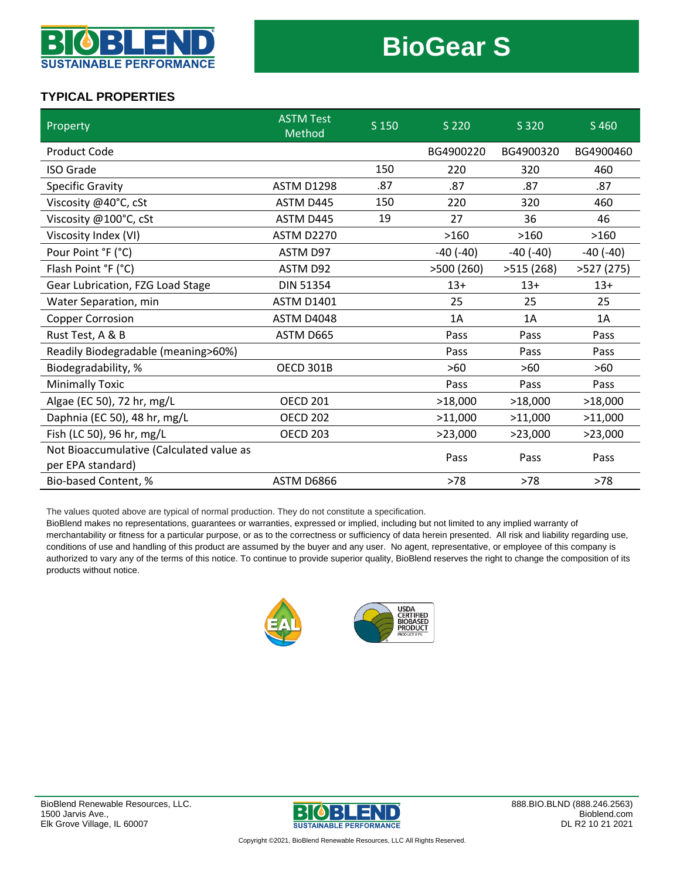# BioGear S

## TYPICAL PROPERTIES

| Property | ASTM Test Method | S 150 | S 220 | S 320 | S 460 |
|---|---|---|---|---|---|
| Product Code | | | BG4900220 | BG4900320 | BG4900460 |
| ISO Grade | | 150 | 220 | 320 | 460 |
| Specific Gravity | ASTM D1298 | .87 | .87 | .87 | .87 |
| Viscosity @40°C, cSt | ASTM D445 | 150 | 220 | 320 | 460 |
| Viscosity @100°C, cSt | ASTM D445 | 19 | 27 | 36 | 46 |
| Viscosity Index (VI) | ASTM D2270 | | >160 | >160 | >160 |
| Pour Point °F (°C) | ASTM D97 | | -40 (-40) | -40 (-40) | -40 (-40) |
| Flash Point °F (°C) | ASTM D92 | | >500 (260) | >515 (268) | >527 (275) |
| Gear Lubrication, FZG Load Stage | DIN 51354 | | 13+ | 13+ | 13+ |
| Water Separation, min | ASTM D1401 | | 25 | 25 | 25 |
| Copper Corrosion | ASTM D4048 | | 1A | 1A | 1A |
| Rust Test, A & B | ASTM D665 | | Pass | Pass | Pass |
| Readily Biodegradable (meaning>60%) | | | Pass | Pass | Pass |
| Biodegradability, % | OECD 301B | | >60 | >60 | >60 |
| Minimally Toxic | | | Pass | Pass | Pass |
| Algae (EC 50), 72 hr, mg/L | OECD 201 | | >18,000 | >18,000 | >18,000 |
| Daphnia (EC 50), 48 hr, mg/L | OECD 202 | | >11,000 | >11,000 | >11,000 |
| Fish (LC 50), 96 hr, mg/L | OECD 203 | | >23,000 | >23,000 | >23,000 |
| Not Bioaccumulative (Calculated value as per EPA standard) | | | Pass | Pass | Pass |
| Bio-based Content, % | ASTM D6866 | | >78 | >78 | >78 |

The values quoted above are typical of normal production. They do not constitute a specification.

BioBlend makes no representations, guarantees or warranties, expressed or implied, including but not limited to any implied warranty of merchantability or fitness for a particular purpose, or as to the correctness or sufficiency of data herein presented. All risk and liability regarding use, conditions of use and handling of this product are assumed by the buyer and any user. No agent, representative, or employee of this company is authorized to vary any of the terms of this notice. To continue to provide superior quality, BioBlend reserves the right to change the composition of its products without notice.

BioBlend Renewable Resources, LLC.
1500 Jarvis Ave.,
Elk Grove Village, IL 60007

888.BIO.BLND (888.246.2563)
Bioblend.com
DL R2 10 21 2021

Copyright ©2021, BioBlend Renewable Resources, LLC All Rights Reserved.